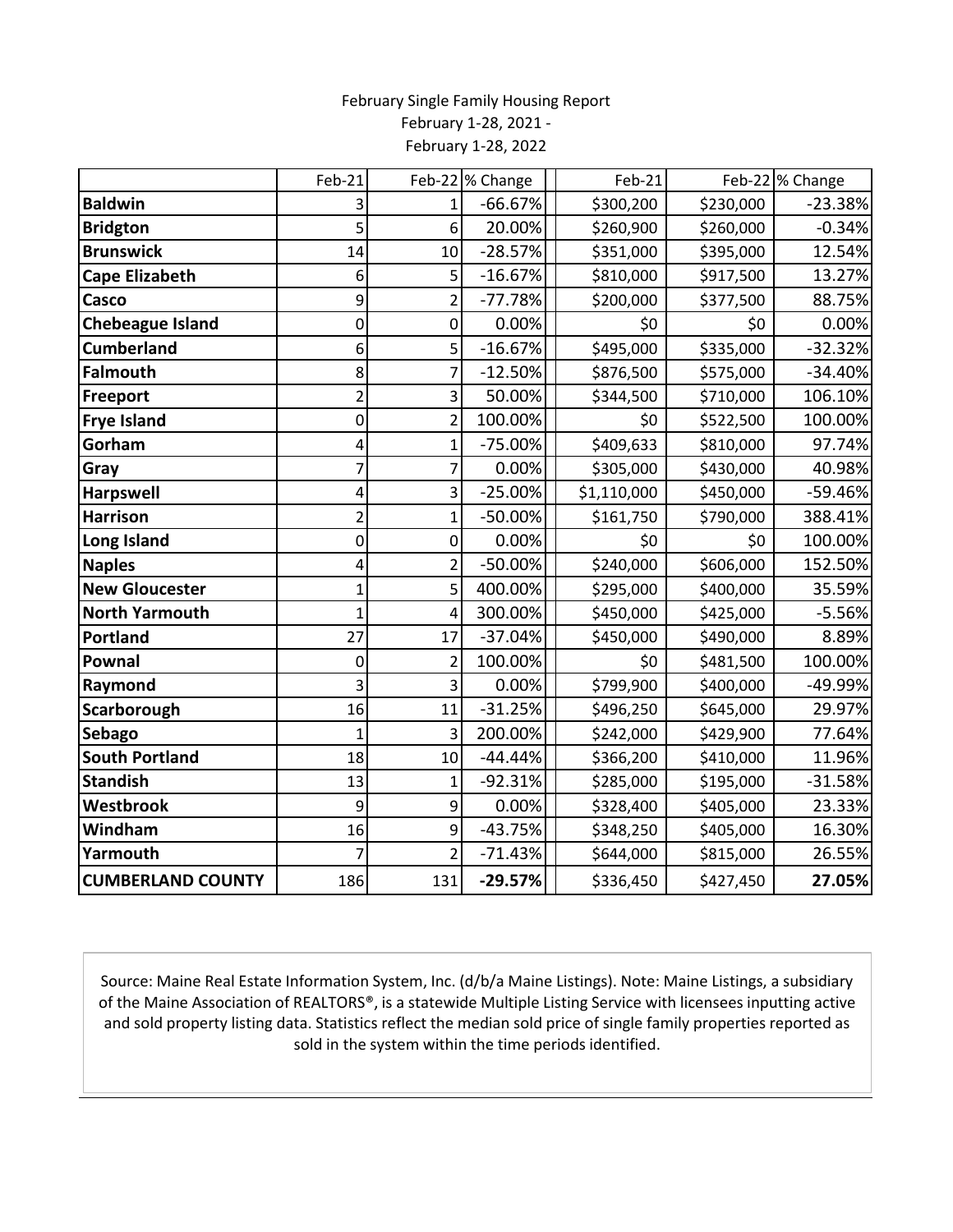February Single Family Housing Report
February 1-28, 2021 -
February 1-28, 2022

| | Feb-21 | Feb-22 | % Change | Feb-21 | Feb-22 | % Change |
|---|---|---|---|---|---|---|
| **Baldwin** | 3 | 1 | -66.67% | $300,200 | $230,000 | -23.38% |
| **Bridgton** | 5 | 6 | 20.00% | $260,900 | $260,000 | -0.34% |
| **Brunswick** | 14 | 10 | -28.57% | $351,000 | $395,000 | 12.54% |
| **Cape Elizabeth** | 6 | 5 | -16.67% | $810,000 | $917,500 | 13.27% |
| **Casco** | 9 | 2 | -77.78% | $200,000 | $377,500 | 88.75% |
| **Chebeague Island** | 0 | 0 | 0.00% | $0 | $0 | 0.00% |
| **Cumberland** | 6 | 5 | -16.67% | $495,000 | $335,000 | -32.32% |
| **Falmouth** | 8 | 7 | -12.50% | $876,500 | $575,000 | -34.40% |
| **Freeport** | 2 | 3 | 50.00% | $344,500 | $710,000 | 106.10% |
| **Frye Island** | 0 | 2 | 100.00% | $0 | $522,500 | 100.00% |
| **Gorham** | 4 | 1 | -75.00% | $409,633 | $810,000 | 97.74% |
| **Gray** | 7 | 7 | 0.00% | $305,000 | $430,000 | 40.98% |
| **Harpswell** | 4 | 3 | -25.00% | $1,110,000 | $450,000 | -59.46% |
| **Harrison** | 2 | 1 | -50.00% | $161,750 | $790,000 | 388.41% |
| **Long Island** | 0 | 0 | 0.00% | $0 | $0 | 100.00% |
| **Naples** | 4 | 2 | -50.00% | $240,000 | $606,000 | 152.50% |
| **New Gloucester** | 1 | 5 | 400.00% | $295,000 | $400,000 | 35.59% |
| **North Yarmouth** | 1 | 4 | 300.00% | $450,000 | $425,000 | -5.56% |
| **Portland** | 27 | 17 | -37.04% | $450,000 | $490,000 | 8.89% |
| **Pownal** | 0 | 2 | 100.00% | $0 | $481,500 | 100.00% |
| **Raymond** | 3 | 3 | 0.00% | $799,900 | $400,000 | -49.99% |
| **Scarborough** | 16 | 11 | -31.25% | $496,250 | $645,000 | 29.97% |
| **Sebago** | 1 | 3 | 200.00% | $242,000 | $429,900 | 77.64% |
| **South Portland** | 18 | 10 | -44.44% | $366,200 | $410,000 | 11.96% |
| **Standish** | 13 | 1 | -92.31% | $285,000 | $195,000 | -31.58% |
| **Westbrook** | 9 | 9 | 0.00% | $328,400 | $405,000 | 23.33% |
| **Windham** | 16 | 9 | -43.75% | $348,250 | $405,000 | 16.30% |
| **Yarmouth** | 7 | 2 | -71.43% | $644,000 | $815,000 | 26.55% |
| **CUMBERLAND COUNTY** | 186 | 131 | **-29.57%** | $336,450 | $427,450 | **27.05%** |

Source: Maine Real Estate Information System, Inc. (d/b/a Maine Listings). Note: Maine Listings, a subsidiary of the Maine Association of REALTORS®, is a statewide Multiple Listing Service with licensees inputting active and sold property listing data. Statistics reflect the median sold price of single family properties reported as sold in the system within the time periods identified.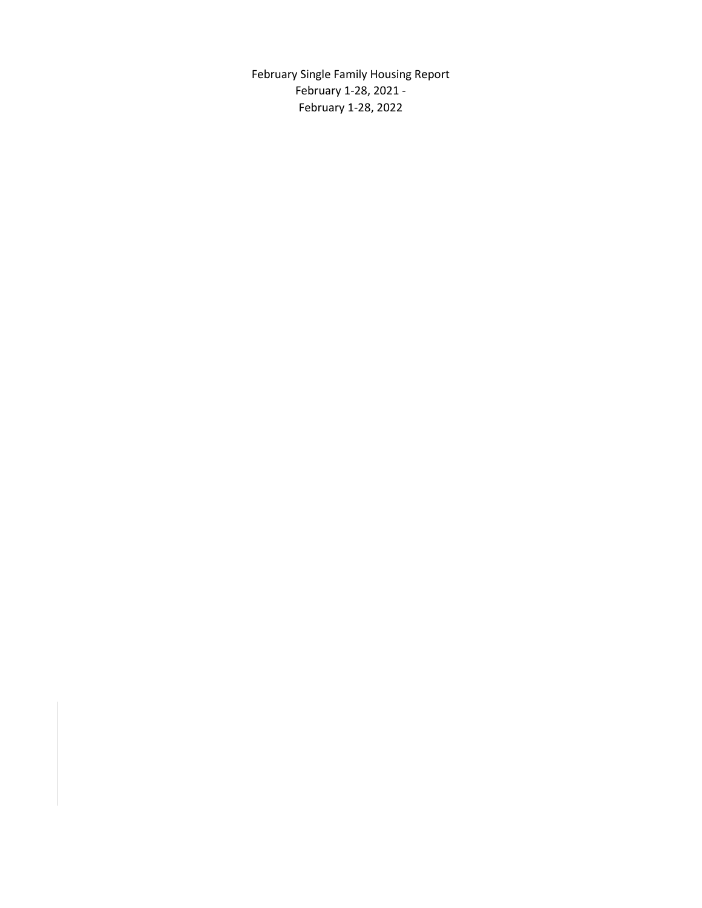February Single Family Housing Report
February 1-28, 2021 -
February 1-28, 2022